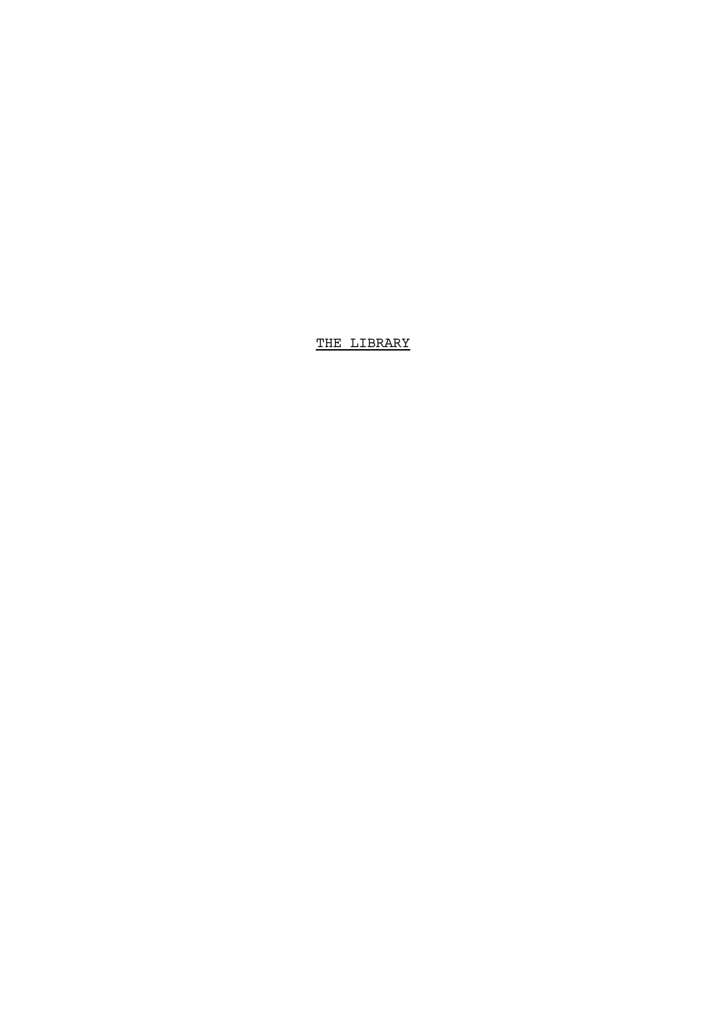# THE LIBRARY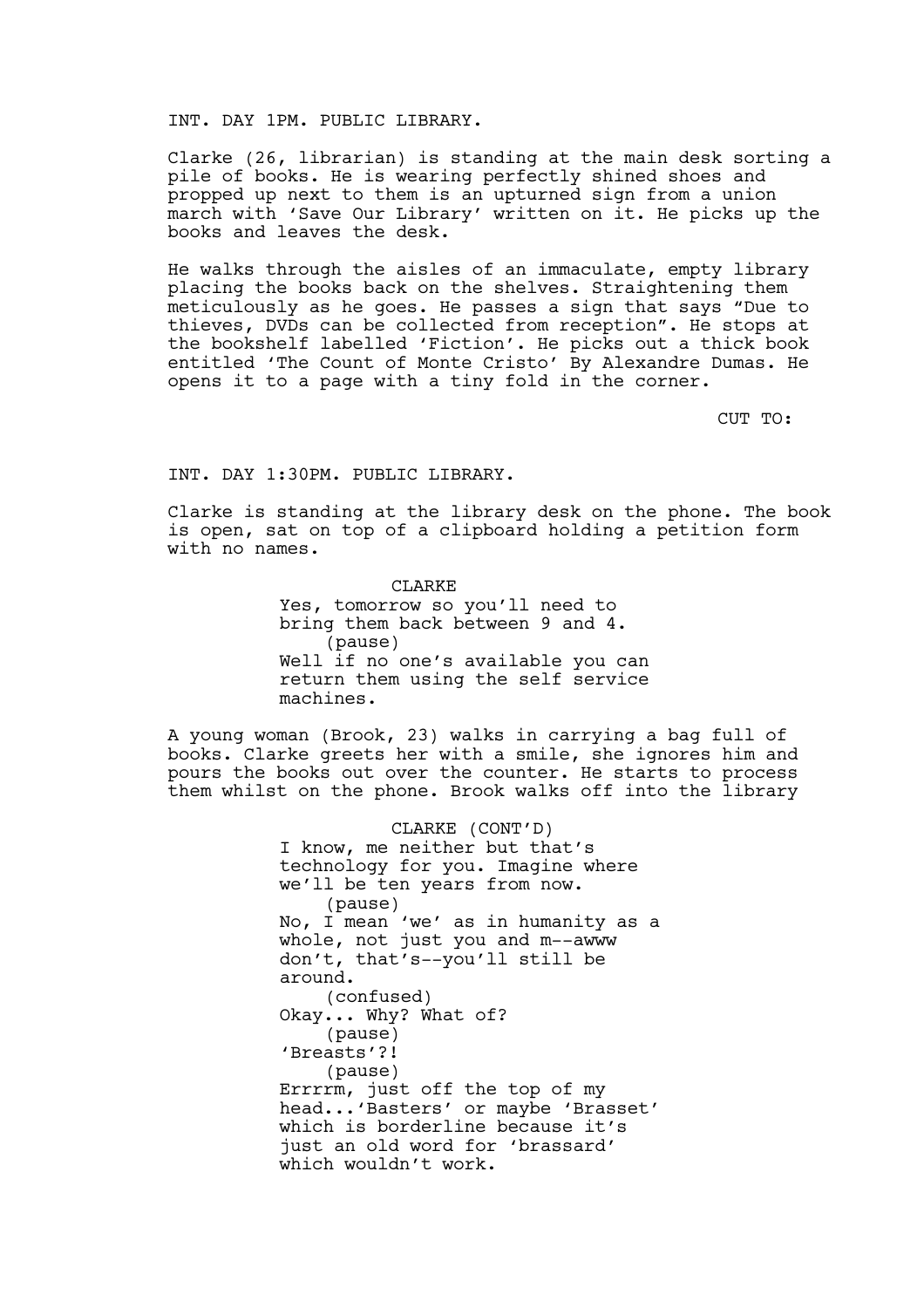INT. DAY 1PM. PUBLIC LIBRARY.

Clarke (26, librarian) is standing at the main desk sorting a pile of books. He is wearing perfectly shined shoes and propped up next to them is an upturned sign from a union march with 'Save Our Library' written on it. He picks up the books and leaves the desk.

He walks through the aisles of an immaculate, empty library placing the books back on the shelves. Straightening them meticulously as he goes. He passes a sign that says "Due to thieves, DVDs can be collected from reception". He stops at the bookshelf labelled 'Fiction'. He picks out a thick book entitled 'The Count of Monte Cristo' By Alexandre Dumas. He opens it to a page with a tiny fold in the corner.

CUT TO:

INT. DAY 1:30PM. PUBLIC LIBRARY.

Clarke is standing at the library desk on the phone. The book is open, sat on top of a clipboard holding a petition form with no names.

CLARKE
Yes, tomorrow so you'll need to bring them back between 9 and 4.
(pause)
Well if no one's available you can return them using the self service machines.

A young woman (Brook, 23) walks in carrying a bag full of books. Clarke greets her with a smile, she ignores him and pours the books out over the counter. He starts to process them whilst on the phone. Brook walks off into the library

CLARKE (CONT'D)
I know, me neither but that's technology for you. Imagine where we'll be ten years from now.
(pause)
No, I mean 'we' as in humanity as a whole, not just you and m--awww don't, that's--you'll still be around.
(confused)
Okay... Why? What of?
(pause)
'Breasts'?!
(pause)
Errrrm, just off the top of my head...'Basters' or maybe 'Brasset' which is borderline because it's just an old word for 'brassard' which wouldn't work.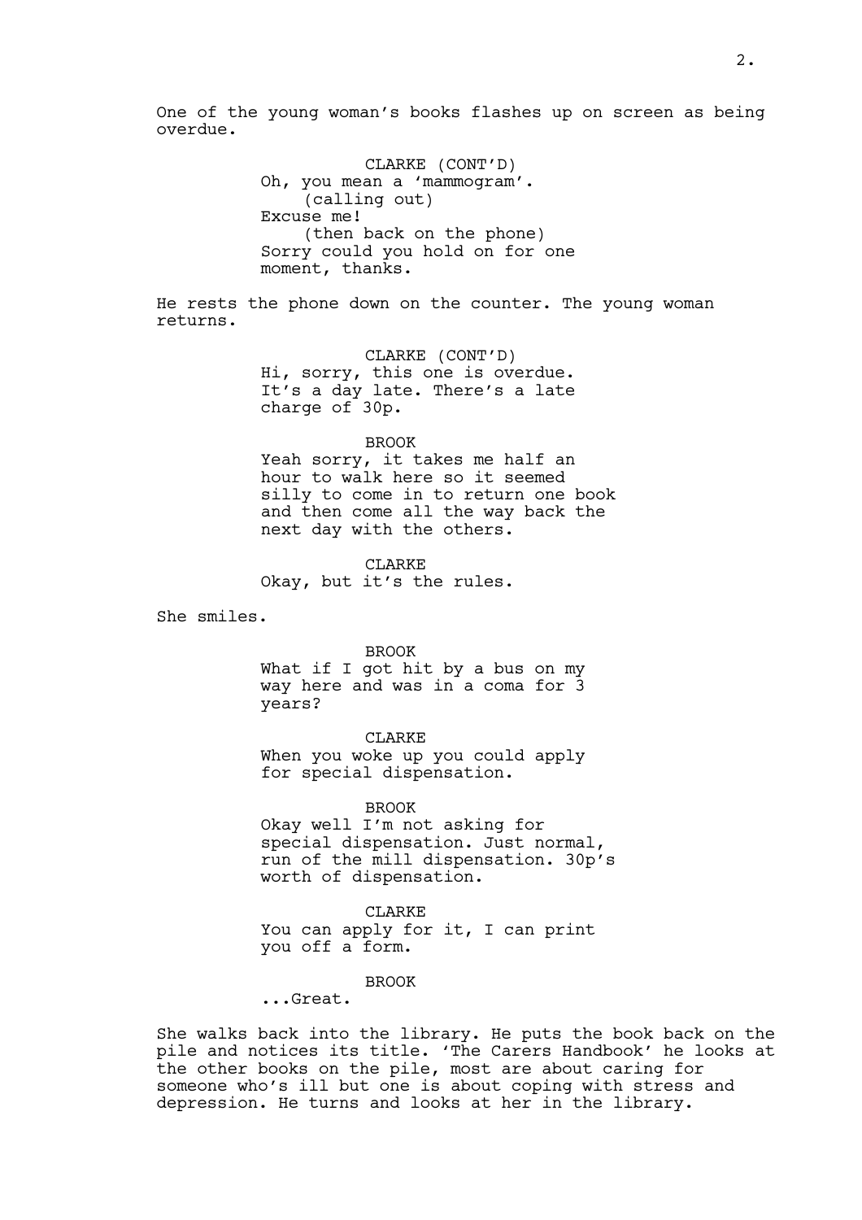One of the young woman's books flashes up on screen as being overdue.

CLARKE (CONT'D)
Oh, you mean a 'mammogram'.
(calling out)
Excuse me!
(then back on the phone)
Sorry could you hold on for one moment, thanks.

He rests the phone down on the counter. The young woman returns.

CLARKE (CONT'D)
Hi, sorry, this one is overdue. It's a day late. There's a late charge of 30p.

BROOK
Yeah sorry, it takes me half an hour to walk here so it seemed silly to come in to return one book and then come all the way back the next day with the others.

CLARKE
Okay, but it's the rules.

She smiles.

BROOK
What if I got hit by a bus on my way here and was in a coma for 3 years?

CLARKE
When you woke up you could apply for special dispensation.

BROOK
Okay well I'm not asking for special dispensation. Just normal, run of the mill dispensation. 30p's worth of dispensation.

CLARKE
You can apply for it, I can print you off a form.

BROOK
...Great.

She walks back into the library. He puts the book back on the pile and notices its title. 'The Carers Handbook' he looks at the other books on the pile, most are about caring for someone who's ill but one is about coping with stress and depression. He turns and looks at her in the library.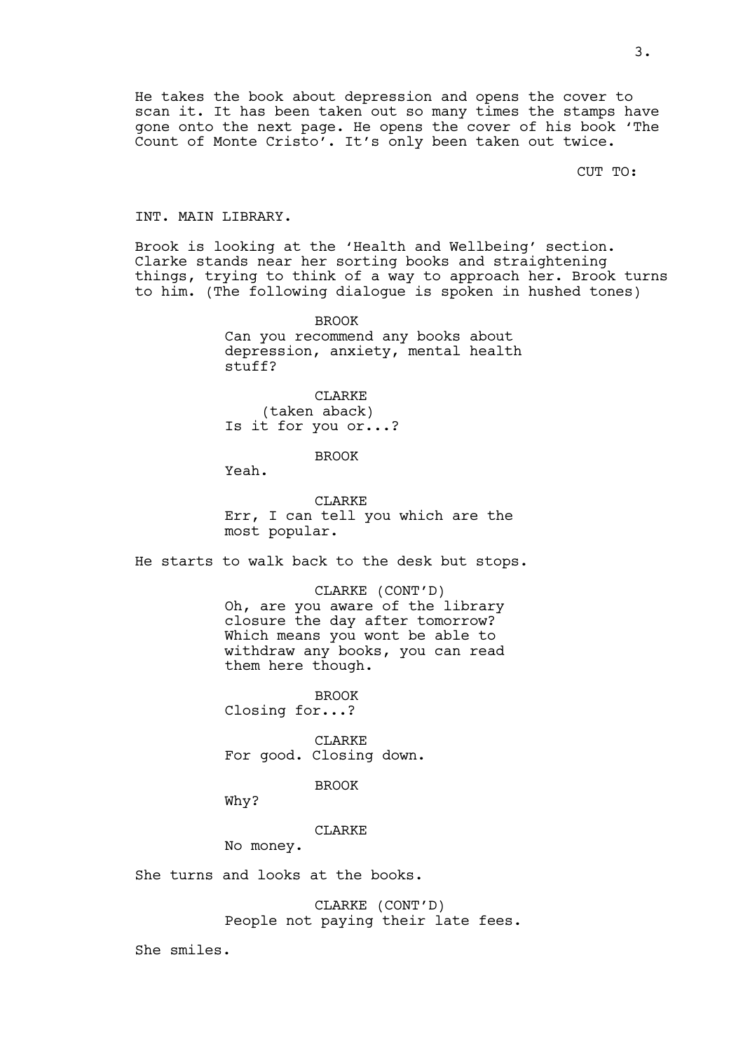He takes the book about depression and opens the cover to scan it. It has been taken out so many times the stamps have gone onto the next page. He opens the cover of his book 'The Count of Monte Cristo'. It's only been taken out twice.

CUT TO:

INT. MAIN LIBRARY.

Brook is looking at the 'Health and Wellbeing' section. Clarke stands near her sorting books and straightening things, trying to think of a way to approach her. Brook turns to him. (The following dialogue is spoken in hushed tones)

BROOK
Can you recommend any books about depression, anxiety, mental health stuff?

CLARKE
(taken aback)
Is it for you or...?

BROOK
Yeah.

CLARKE
Err, I can tell you which are the most popular.

He starts to walk back to the desk but stops.

CLARKE (CONT'D)
Oh, are you aware of the library closure the day after tomorrow? Which means you wont be able to withdraw any books, you can read them here though.

BROOK
Closing for...?

CLARKE
For good. Closing down.

BROOK
Why?

CLARKE
No money.

She turns and looks at the books.

CLARKE (CONT'D)
People not paying their late fees.

She smiles.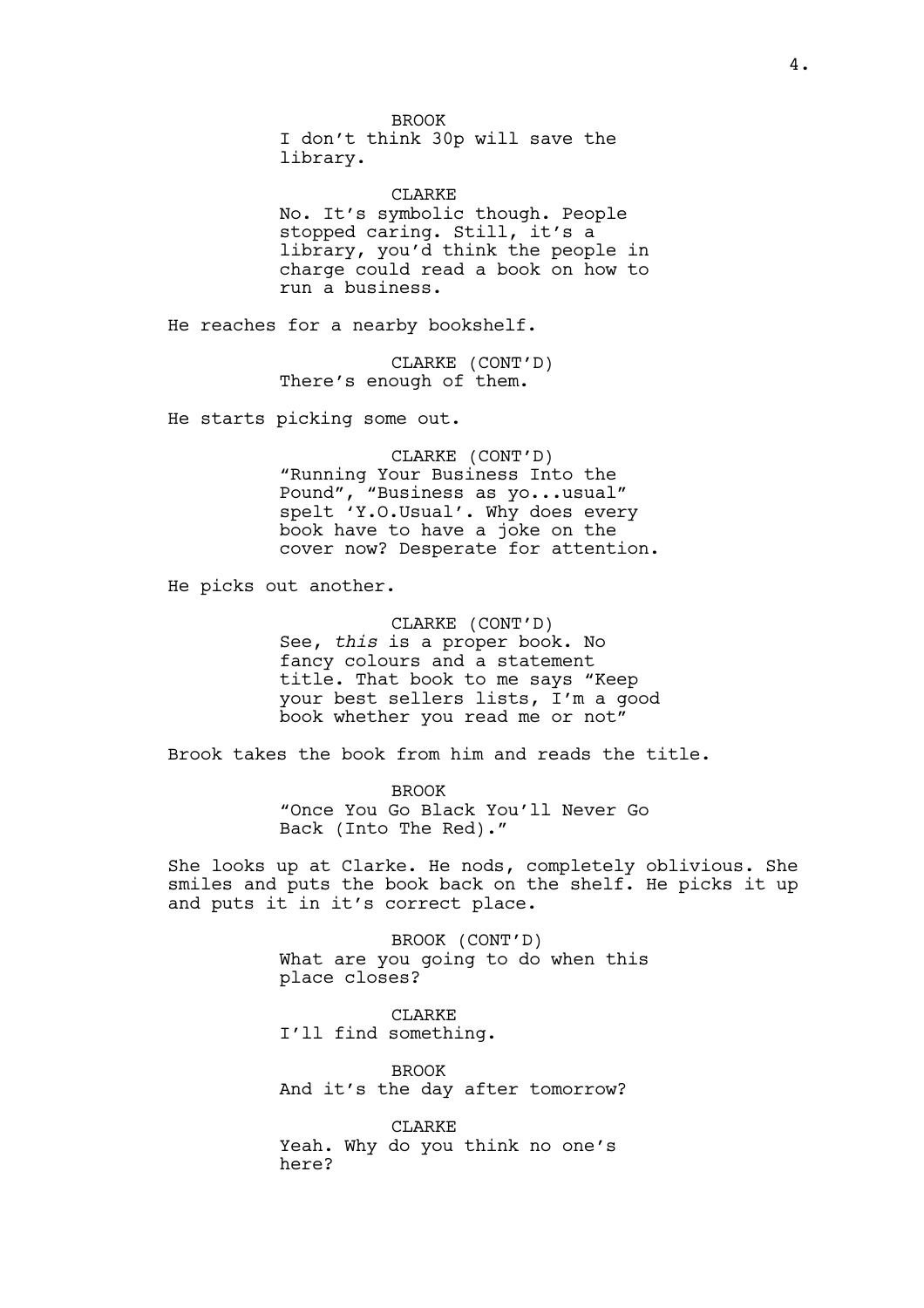BROOK
I don't think 30p will save the library.

CLARKE
No. It's symbolic though. People stopped caring. Still, it's a library, you'd think the people in charge could read a book on how to run a business.

He reaches for a nearby bookshelf.

CLARKE (CONT'D)
There's enough of them.

He starts picking some out.

CLARKE (CONT'D)
"Running Your Business Into the Pound", "Business as yo...usual" spelt 'Y.O.Usual'. Why does every book have to have a joke on the cover now? Desperate for attention.

He picks out another.

CLARKE (CONT'D)
See, *this* is a proper book. No fancy colours and a statement title. That book to me says "Keep your best sellers lists, I'm a good book whether you read me or not"

Brook takes the book from him and reads the title.

BROOK
"Once You Go Black You'll Never Go Back (Into The Red)."

She looks up at Clarke. He nods, completely oblivious. She smiles and puts the book back on the shelf. He picks it up and puts it in it's correct place.

BROOK (CONT'D)
What are you going to do when this place closes?

CLARKE
I'll find something.

BROOK
And it's the day after tomorrow?

CLARKE
Yeah. Why do you think no one's here?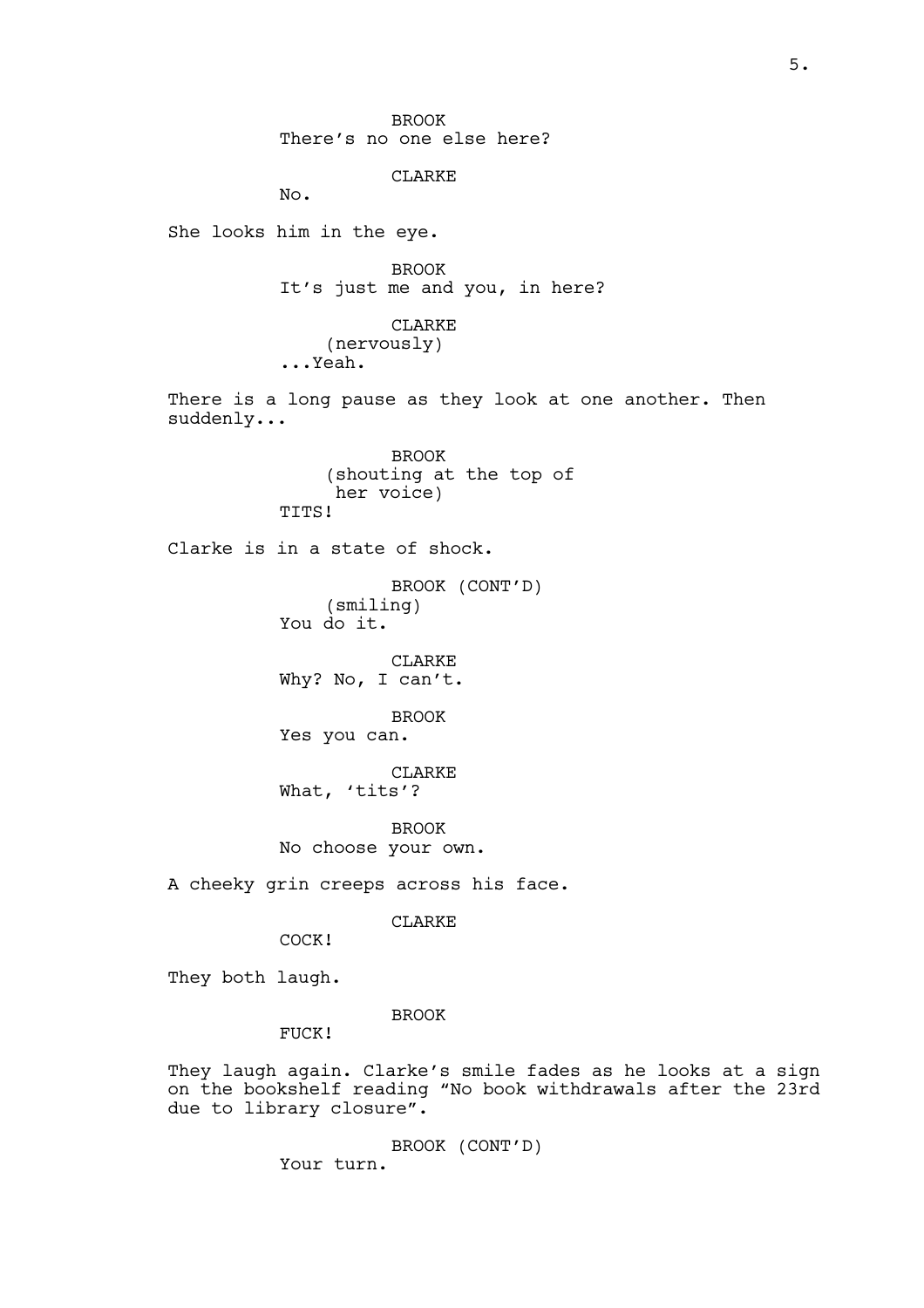BROOK
There's no one else here?

CLARKE
No.

She looks him in the eye.

BROOK
It's just me and you, in here?

CLARKE
(nervously)
...Yeah.

There is a long pause as they look at one another. Then suddenly...

BROOK
(shouting at the top of her voice)
TITS!

Clarke is in a state of shock.

BROOK (CONT'D)
(smiling)
You do it.

CLARKE
Why? No, I can't.

BROOK
Yes you can.

CLARKE
What, 'tits'?

BROOK
No choose your own.

A cheeky grin creeps across his face.

CLARKE
COCK!

They both laugh.

BROOK
FUCK!

They laugh again. Clarke's smile fades as he looks at a sign on the bookshelf reading "No book withdrawals after the 23rd due to library closure".

BROOK (CONT'D)
Your turn.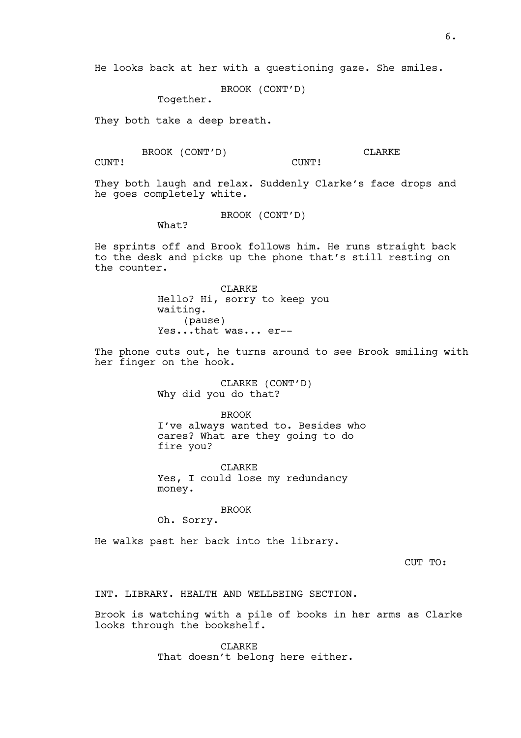He looks back at her with a questioning gaze. She smiles.

BROOK (CONT'D)
Together.

They both take a deep breath.

BROOK (CONT'D)
CUNT!

CLARKE
CUNT!

They both laugh and relax. Suddenly Clarke's face drops and he goes completely white.

BROOK (CONT'D)
What?

He sprints off and Brook follows him. He runs straight back to the desk and picks up the phone that's still resting on the counter.

CLARKE
Hello? Hi, sorry to keep you waiting.
(pause)
Yes...that was... er--

The phone cuts out, he turns around to see Brook smiling with her finger on the hook.

CLARKE (CONT'D)
Why did you do that?

BROOK
I've always wanted to. Besides who cares? What are they going to do fire you?

CLARKE
Yes, I could lose my redundancy money.

BROOK
Oh. Sorry.

He walks past her back into the library.

CUT TO:

INT. LIBRARY. HEALTH AND WELLBEING SECTION.

Brook is watching with a pile of books in her arms as Clarke looks through the bookshelf.

CLARKE
That doesn't belong here either.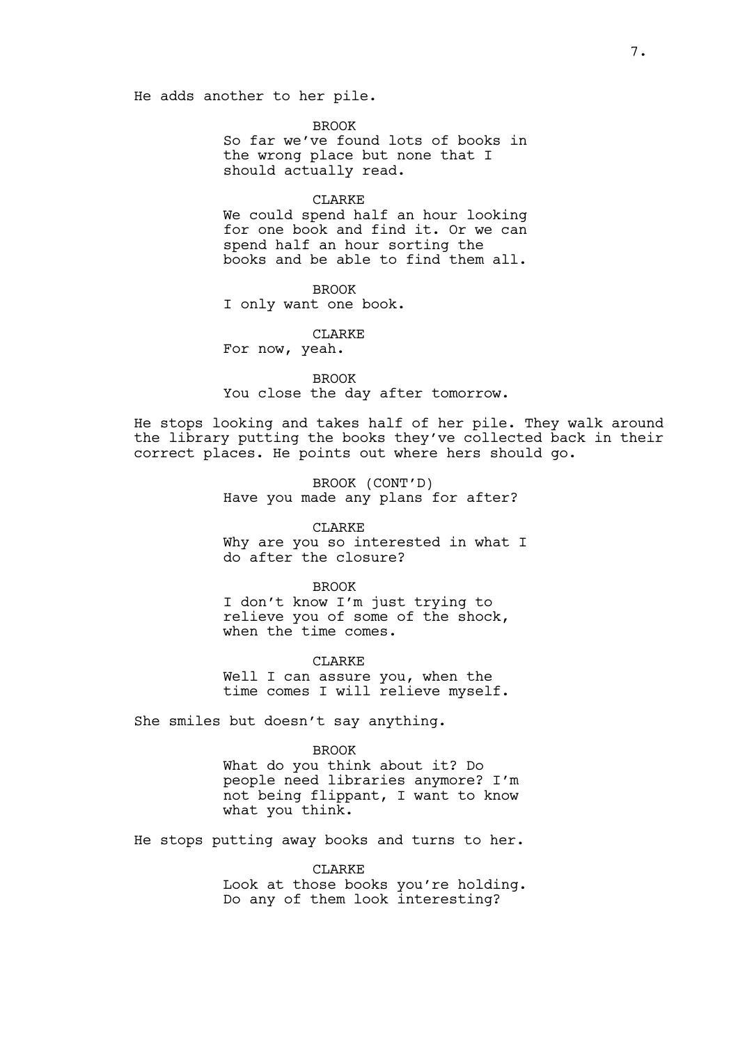He adds another to her pile.

BROOK
So far we've found lots of books in the wrong place but none that I should actually read.

CLARKE
We could spend half an hour looking for one book and find it. Or we can spend half an hour sorting the books and be able to find them all.

BROOK
I only want one book.

CLARKE
For now, yeah.

BROOK
You close the day after tomorrow.

He stops looking and takes half of her pile. They walk around the library putting the books they've collected back in their correct places. He points out where hers should go.

BROOK (CONT'D)
Have you made any plans for after?

CLARKE
Why are you so interested in what I do after the closure?

BROOK
I don't know I'm just trying to relieve you of some of the shock, when the time comes.

CLARKE
Well I can assure you, when the time comes I will relieve myself.

She smiles but doesn't say anything.

BROOK
What do you think about it? Do people need libraries anymore? I'm not being flippant, I want to know what you think.

He stops putting away books and turns to her.

CLARKE
Look at those books you're holding. Do any of them look interesting?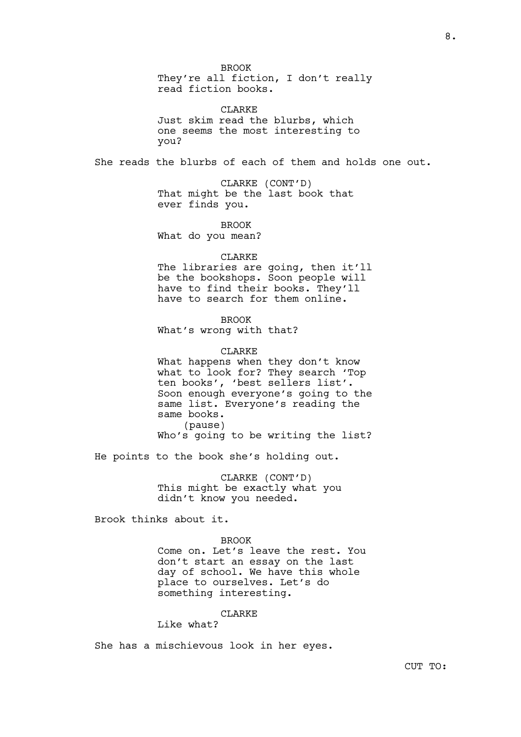BROOK
They're all fiction, I don't really read fiction books.

CLARKE
Just skim read the blurbs, which one seems the most interesting to you?

She reads the blurbs of each of them and holds one out.

CLARKE (CONT'D)
That might be the last book that ever finds you.

BROOK
What do you mean?

CLARKE
The libraries are going, then it'll be the bookshops. Soon people will have to find their books. They'll have to search for them online.

BROOK
What's wrong with that?

CLARKE
What happens when they don't know what to look for? They search 'Top ten books', 'best sellers list'. Soon enough everyone's going to the same list. Everyone's reading the same books.
(pause)
Who's going to be writing the list?

He points to the book she's holding out.

CLARKE (CONT'D)
This might be exactly what you didn't know you needed.

Brook thinks about it.

BROOK
Come on. Let's leave the rest. You don't start an essay on the last day of school. We have this whole place to ourselves. Let's do something interesting.

CLARKE
Like what?

She has a mischievous look in her eyes.

CUT TO: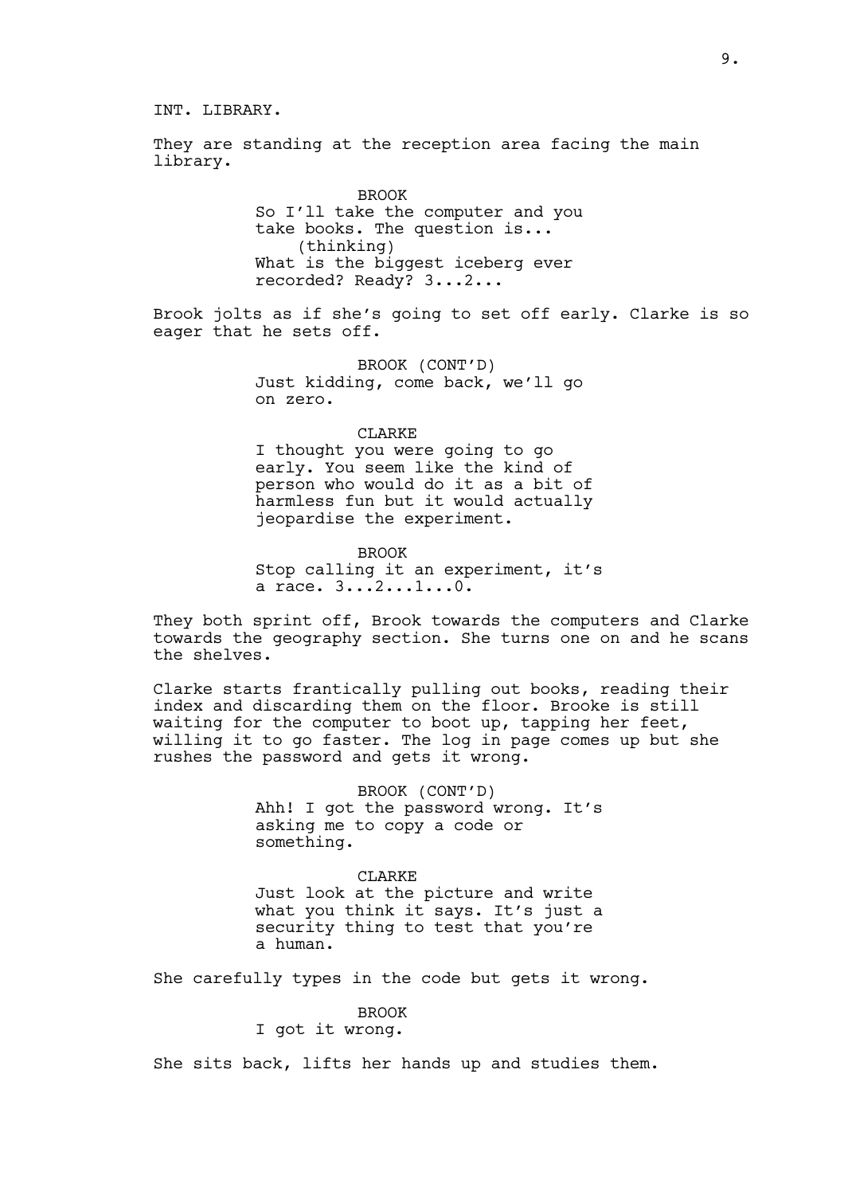INT. LIBRARY.

They are standing at the reception area facing the main library.

BROOK
So I'll take the computer and you take books. The question is...
(thinking)
What is the biggest iceberg ever recorded? Ready? 3...2...

Brook jolts as if she's going to set off early. Clarke is so eager that he sets off.

BROOK (CONT'D)
Just kidding, come back, we'll go on zero.

CLARKE
I thought you were going to go early. You seem like the kind of person who would do it as a bit of harmless fun but it would actually jeopardise the experiment.

BROOK
Stop calling it an experiment, it's a race. 3...2...1...0.

They both sprint off, Brook towards the computers and Clarke towards the geography section. She turns one on and he scans the shelves.

Clarke starts frantically pulling out books, reading their index and discarding them on the floor. Brooke is still waiting for the computer to boot up, tapping her feet, willing it to go faster. The log in page comes up but she rushes the password and gets it wrong.

BROOK (CONT'D)
Ahh! I got the password wrong. It's asking me to copy a code or something.

CLARKE
Just look at the picture and write what you think it says. It's just a security thing to test that you're a human.

She carefully types in the code but gets it wrong.

BROOK
I got it wrong.

She sits back, lifts her hands up and studies them.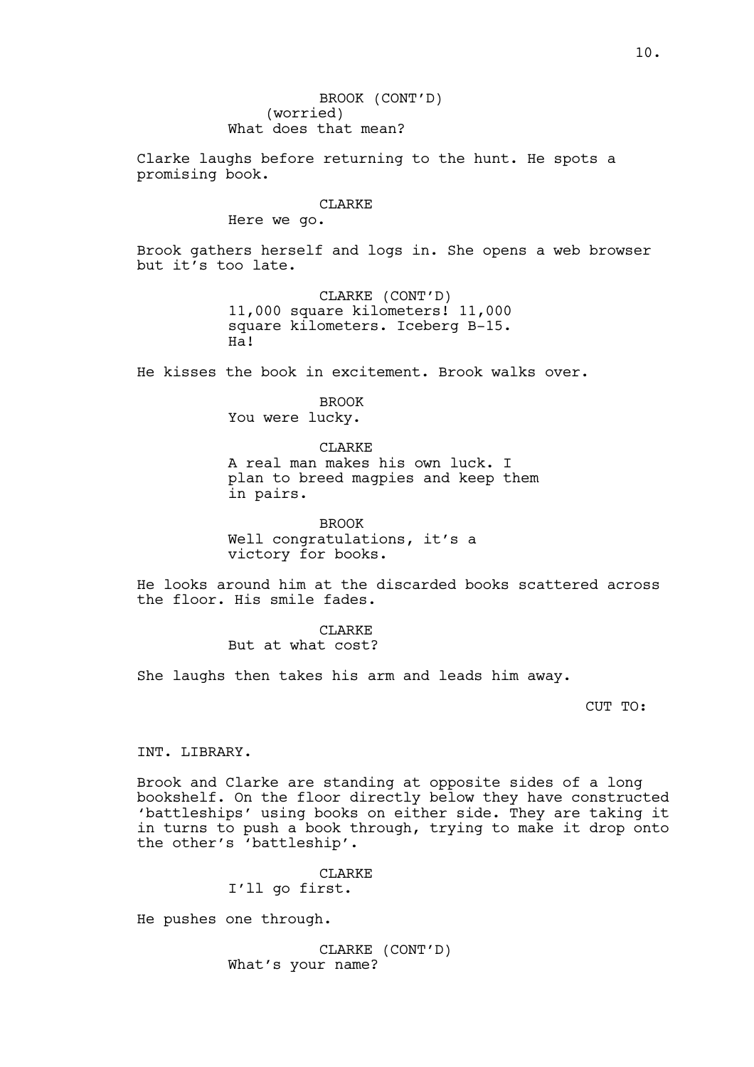BROOK (CONT'D)
(worried)
What does that mean?

Clarke laughs before returning to the hunt. He spots a promising book.

CLARKE
Here we go.

Brook gathers herself and logs in. She opens a web browser but it's too late.

CLARKE (CONT'D)
11,000 square kilometers! 11,000 square kilometers. Iceberg B-15. Ha!

He kisses the book in excitement. Brook walks over.

BROOK
You were lucky.

CLARKE
A real man makes his own luck. I plan to breed magpies and keep them in pairs.

BROOK
Well congratulations, it's a victory for books.

He looks around him at the discarded books scattered across the floor. His smile fades.

CLARKE
But at what cost?

She laughs then takes his arm and leads him away.

CUT TO:

INT. LIBRARY.

Brook and Clarke are standing at opposite sides of a long bookshelf. On the floor directly below they have constructed 'battleships' using books on either side. They are taking it in turns to push a book through, trying to make it drop onto the other's 'battleship'.

CLARKE
I'll go first.

He pushes one through.

CLARKE (CONT'D)
What's your name?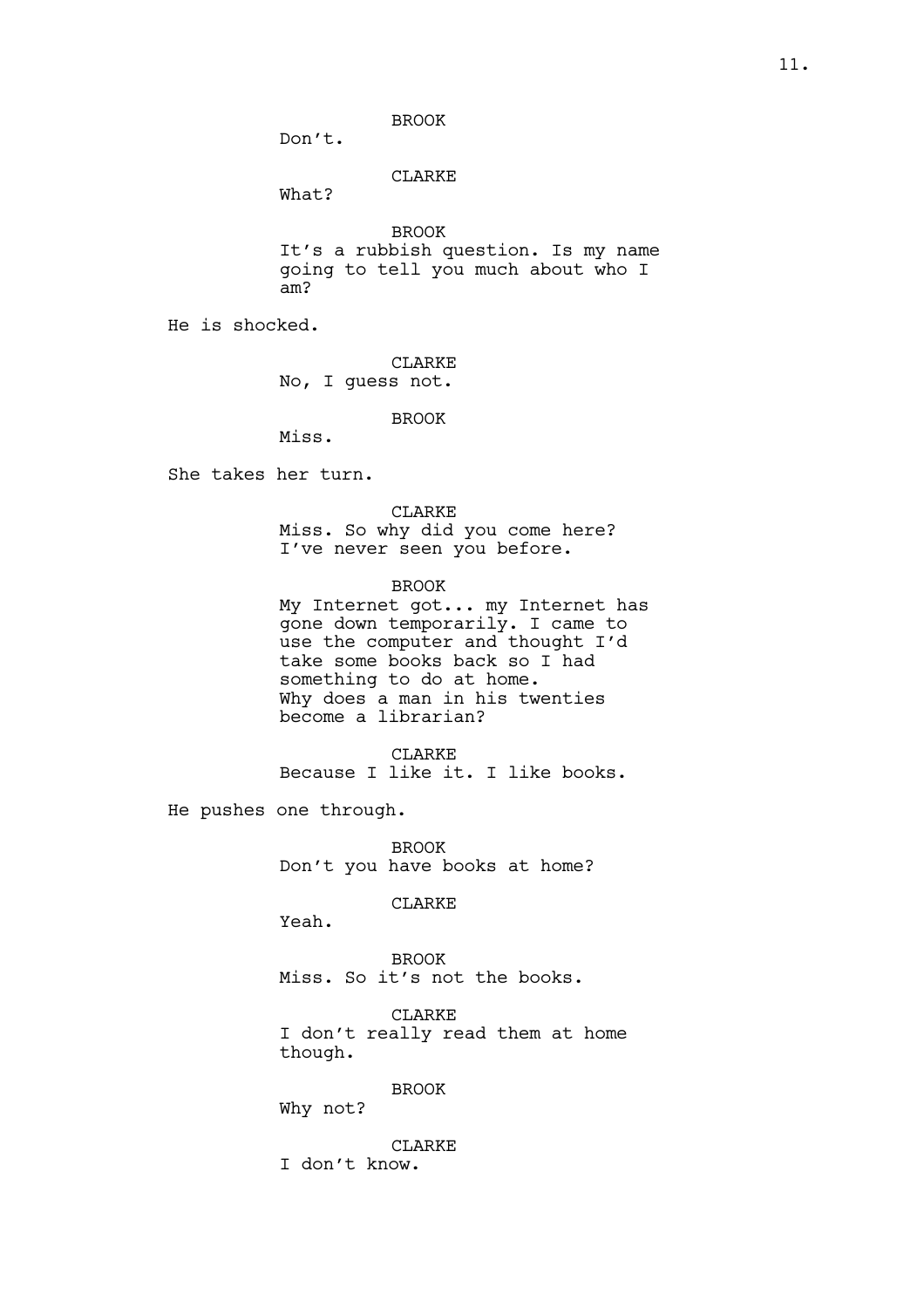BROOK

Don't.

CLARKE

What?

BROOK

It's a rubbish question. Is my name going to tell you much about who I am?

He is shocked.

CLARKE

No, I guess not.

BROOK

Miss.

She takes her turn.

CLARKE

Miss. So why did you come here? I've never seen you before.

BROOK

My Internet got... my Internet has gone down temporarily. I came to use the computer and thought I'd take some books back so I had something to do at home.
Why does a man in his twenties become a librarian?

CLARKE

Because I like it. I like books.

He pushes one through.

BROOK

Don't you have books at home?

CLARKE

Yeah.

BROOK

Miss. So it's not the books.

CLARKE

I don't really read them at home though.

BROOK

Why not?

CLARKE

I don't know.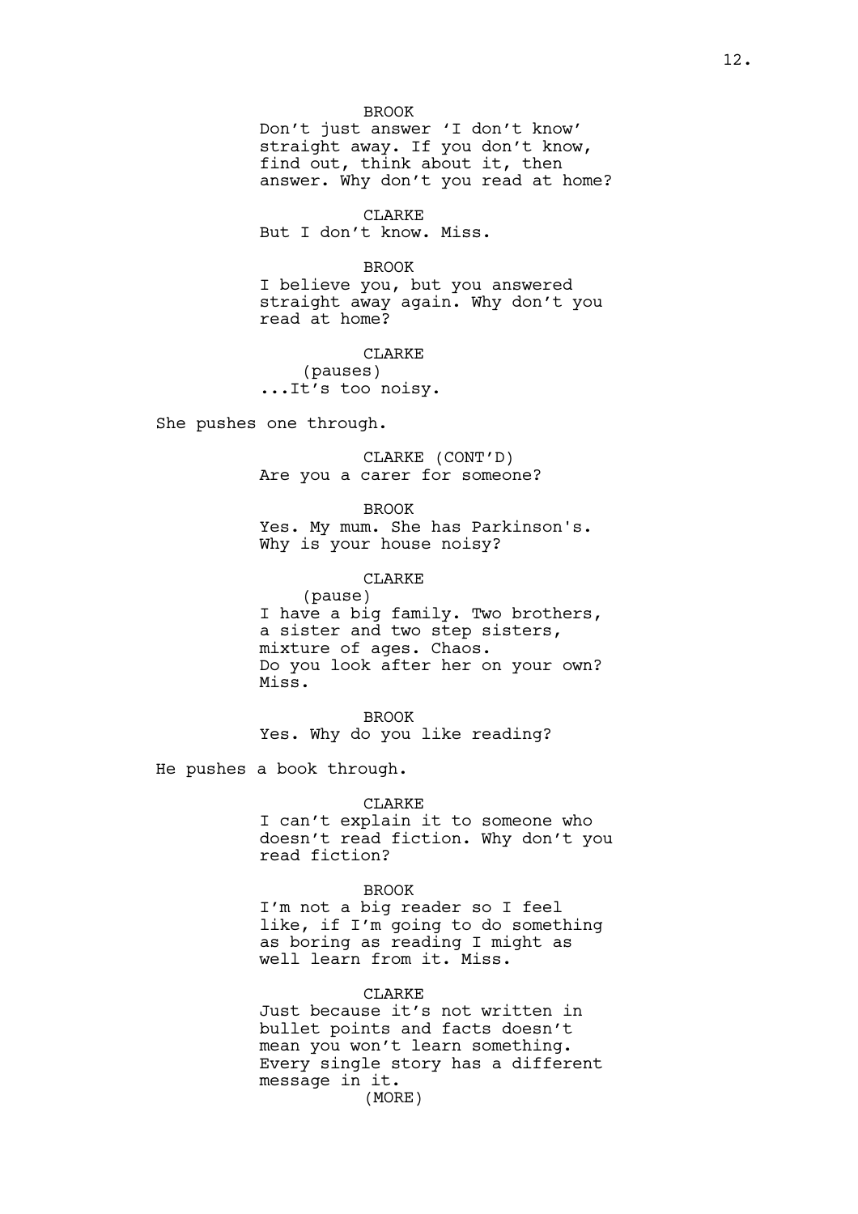BROOK
Don't just answer 'I don't know' straight away. If you don't know, find out, think about it, then answer. Why don't you read at home?

CLARKE
But I don't know. Miss.

BROOK
I believe you, but you answered straight away again. Why don't you read at home?

CLARKE
(pauses)
...It's too noisy.

She pushes one through.

CLARKE (CONT'D)
Are you a carer for someone?

BROOK
Yes. My mum. She has Parkinson's. Why is your house noisy?

CLARKE
(pause)
I have a big family. Two brothers, a sister and two step sisters, mixture of ages. Chaos.
Do you look after her on your own? Miss.

BROOK
Yes. Why do you like reading?

He pushes a book through.

CLARKE
I can't explain it to someone who doesn't read fiction. Why don't you read fiction?

BROOK
I'm not a big reader so I feel like, if I'm going to do something as boring as reading I might as well learn from it. Miss.

CLARKE
Just because it's not written in bullet points and facts doesn't mean you won't learn something. Every single story has a different message in it.
(MORE)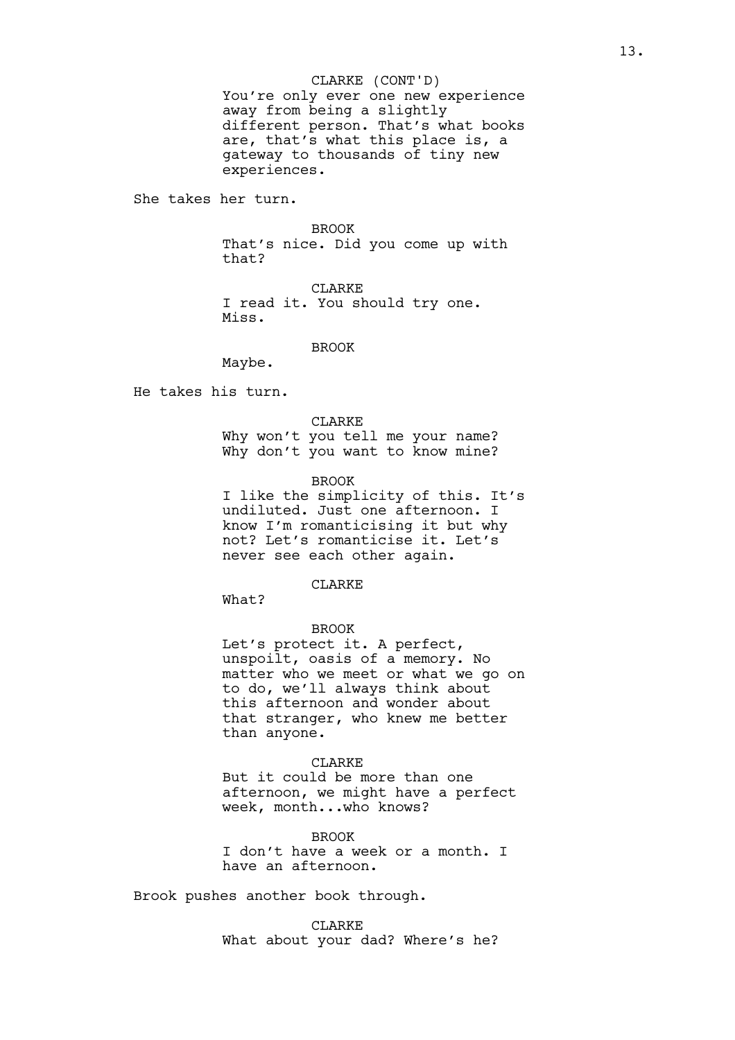CLARKE (CONT'D)
You're only ever one new experience away from being a slightly different person. That's what books are, that's what this place is, a gateway to thousands of tiny new experiences.

She takes her turn.

BROOK
That's nice. Did you come up with that?

CLARKE
I read it. You should try one. Miss.

BROOK
Maybe.

He takes his turn.

CLARKE
Why won't you tell me your name? Why don't you want to know mine?

BROOK
I like the simplicity of this. It's undiluted. Just one afternoon. I know I'm romanticising it but why not? Let's romanticise it. Let's never see each other again.

CLARKE
What?

BROOK
Let's protect it. A perfect, unspoilt, oasis of a memory. No matter who we meet or what we go on to do, we'll always think about this afternoon and wonder about that stranger, who knew me better than anyone.

CLARKE
But it could be more than one afternoon, we might have a perfect week, month...who knows?

BROOK
I don't have a week or a month. I have an afternoon.

Brook pushes another book through.

CLARKE
What about your dad? Where's he?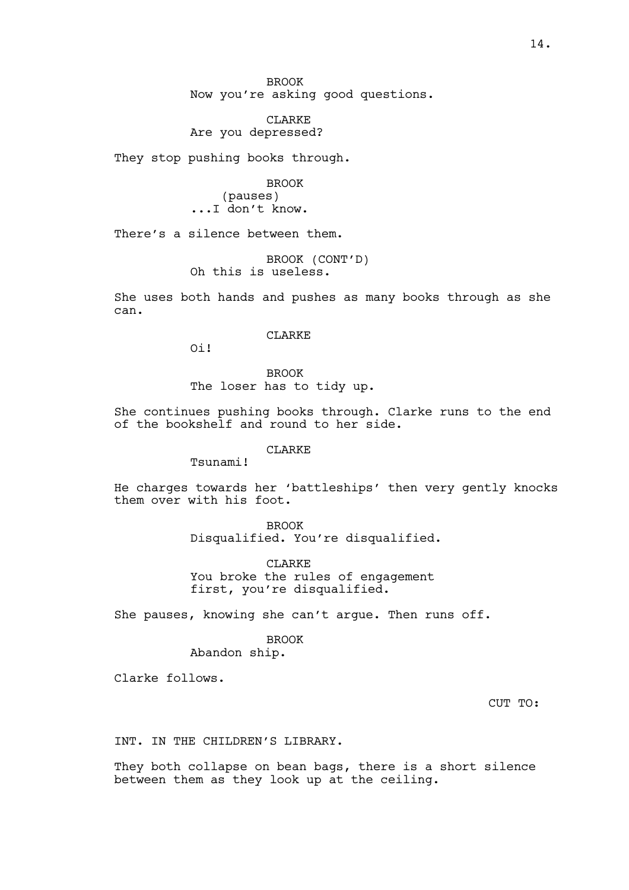BROOK
Now you're asking good questions.

CLARKE
Are you depressed?

They stop pushing books through.

BROOK
(pauses)
...I don't know.

There's a silence between them.

BROOK (CONT'D)
Oh this is useless.

She uses both hands and pushes as many books through as she can.

CLARKE
Oi!

BROOK
The loser has to tidy up.

She continues pushing books through. Clarke runs to the end of the bookshelf and round to her side.

CLARKE
Tsunami!

He charges towards her 'battleships' then very gently knocks them over with his foot.

BROOK
Disqualified. You're disqualified.

CLARKE
You broke the rules of engagement first, you're disqualified.

She pauses, knowing she can't argue. Then runs off.

BROOK
Abandon ship.

Clarke follows.

CUT TO:

INT. IN THE CHILDREN'S LIBRARY.

They both collapse on bean bags, there is a short silence between them as they look up at the ceiling.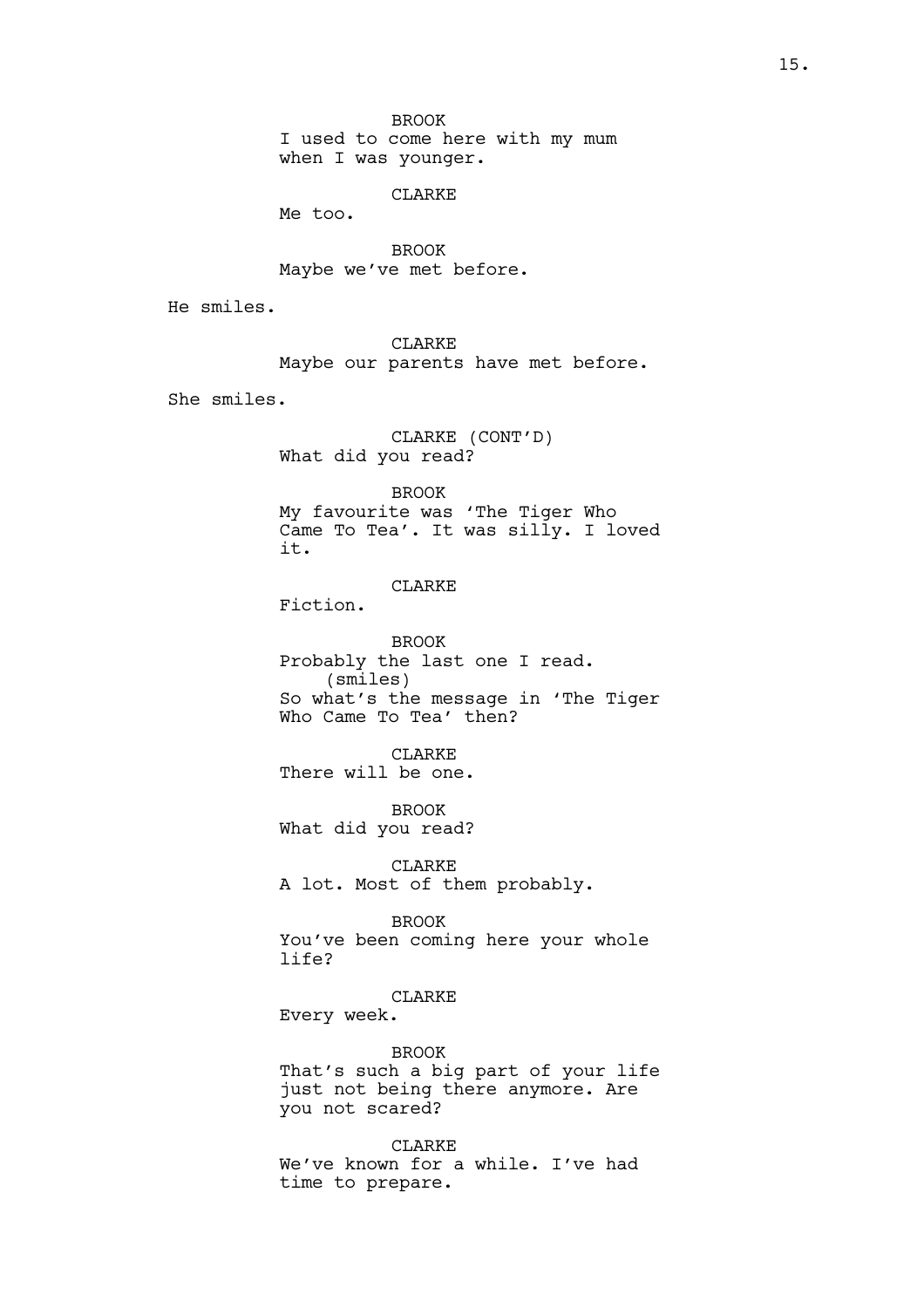BROOK
I used to come here with my mum when I was younger.

CLARKE
Me too.

BROOK
Maybe we've met before.

He smiles.

CLARKE
Maybe our parents have met before.

She smiles.

CLARKE (CONT'D)
What did you read?

BROOK
My favourite was 'The Tiger Who Came To Tea'. It was silly. I loved it.

CLARKE
Fiction.

BROOK
Probably the last one I read.
(smiles)
So what's the message in 'The Tiger Who Came To Tea' then?

CLARKE
There will be one.

BROOK
What did you read?

CLARKE
A lot. Most of them probably.

BROOK
You've been coming here your whole life?

CLARKE
Every week.

BROOK
That's such a big part of your life just not being there anymore. Are you not scared?

CLARKE
We've known for a while. I've had time to prepare.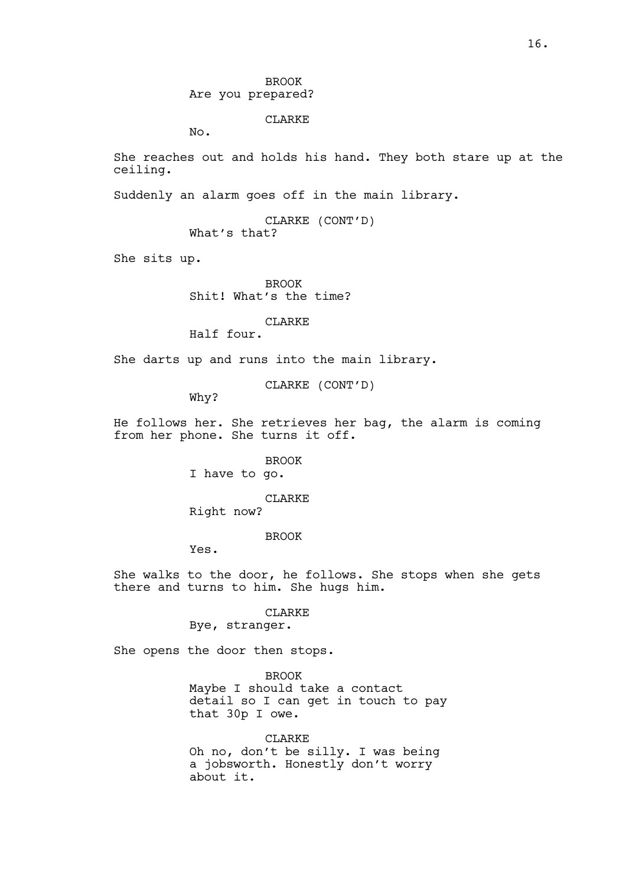BROOK
Are you prepared?

CLARKE
No.

She reaches out and holds his hand. They both stare up at the ceiling.

Suddenly an alarm goes off in the main library.

CLARKE (CONT'D)
What's that?

She sits up.

BROOK
Shit! What's the time?

CLARKE
Half four.

She darts up and runs into the main library.

CLARKE (CONT'D)
Why?

He follows her. She retrieves her bag, the alarm is coming from her phone. She turns it off.

BROOK
I have to go.

CLARKE
Right now?

BROOK
Yes.

She walks to the door, he follows. She stops when she gets there and turns to him. She hugs him.

CLARKE
Bye, stranger.

She opens the door then stops.

BROOK
Maybe I should take a contact detail so I can get in touch to pay that 30p I owe.

CLARKE
Oh no, don't be silly. I was being a jobsworth. Honestly don't worry about it.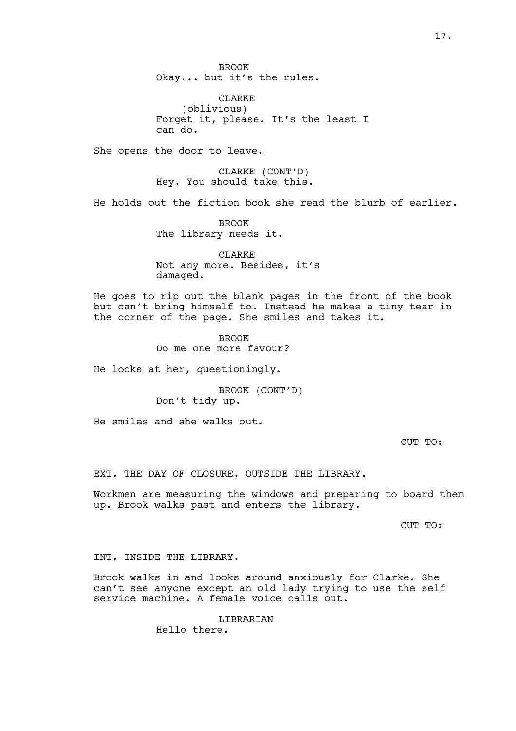BROOK
Okay... but it's the rules.

CLARKE
(oblivious)
Forget it, please. It's the least I can do.

She opens the door to leave.

CLARKE (CONT'D)
Hey. You should take this.

He holds out the fiction book she read the blurb of earlier.

BROOK
The library needs it.

CLARKE
Not any more. Besides, it's damaged.

He goes to rip out the blank pages in the front of the book but can't bring himself to. Instead he makes a tiny tear in the corner of the page. She smiles and takes it.

BROOK
Do me one more favour?

He looks at her, questioningly.

BROOK (CONT'D)
Don't tidy up.

He smiles and she walks out.

CUT TO:

EXT. THE DAY OF CLOSURE. OUTSIDE THE LIBRARY.

Workmen are measuring the windows and preparing to board them up. Brook walks past and enters the library.

CUT TO:

INT. INSIDE THE LIBRARY.

Brook walks in and looks around anxiously for Clarke. She can't see anyone except an old lady trying to use the self service machine. A female voice calls out.

LIBRARIAN
Hello there.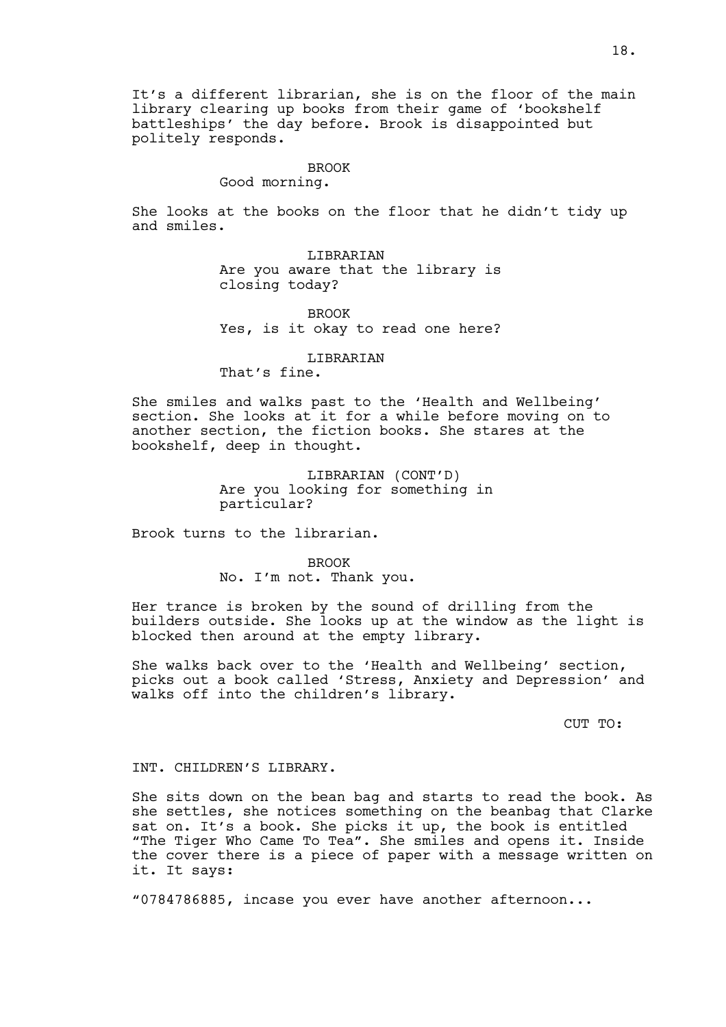It's a different librarian, she is on the floor of the main library clearing up books from their game of 'bookshelf battleships' the day before. Brook is disappointed but politely responds.

BROOK
Good morning.

She looks at the books on the floor that he didn't tidy up and smiles.

LIBRARIAN
Are you aware that the library is closing today?

BROOK
Yes, is it okay to read one here?

LIBRARIAN
That's fine.

She smiles and walks past to the 'Health and Wellbeing' section. She looks at it for a while before moving on to another section, the fiction books. She stares at the bookshelf, deep in thought.

LIBRARIAN (CONT'D)
Are you looking for something in particular?

Brook turns to the librarian.

BROOK
No. I'm not. Thank you.

Her trance is broken by the sound of drilling from the builders outside. She looks up at the window as the light is blocked then around at the empty library.

She walks back over to the 'Health and Wellbeing' section, picks out a book called 'Stress, Anxiety and Depression' and walks off into the children's library.

CUT TO:

INT. CHILDREN'S LIBRARY.

She sits down on the bean bag and starts to read the book. As she settles, she notices something on the beanbag that Clarke sat on. It's a book. She picks it up, the book is entitled "The Tiger Who Came To Tea". She smiles and opens it. Inside the cover there is a piece of paper with a message written on it. It says:

"0784786885, incase you ever have another afternoon...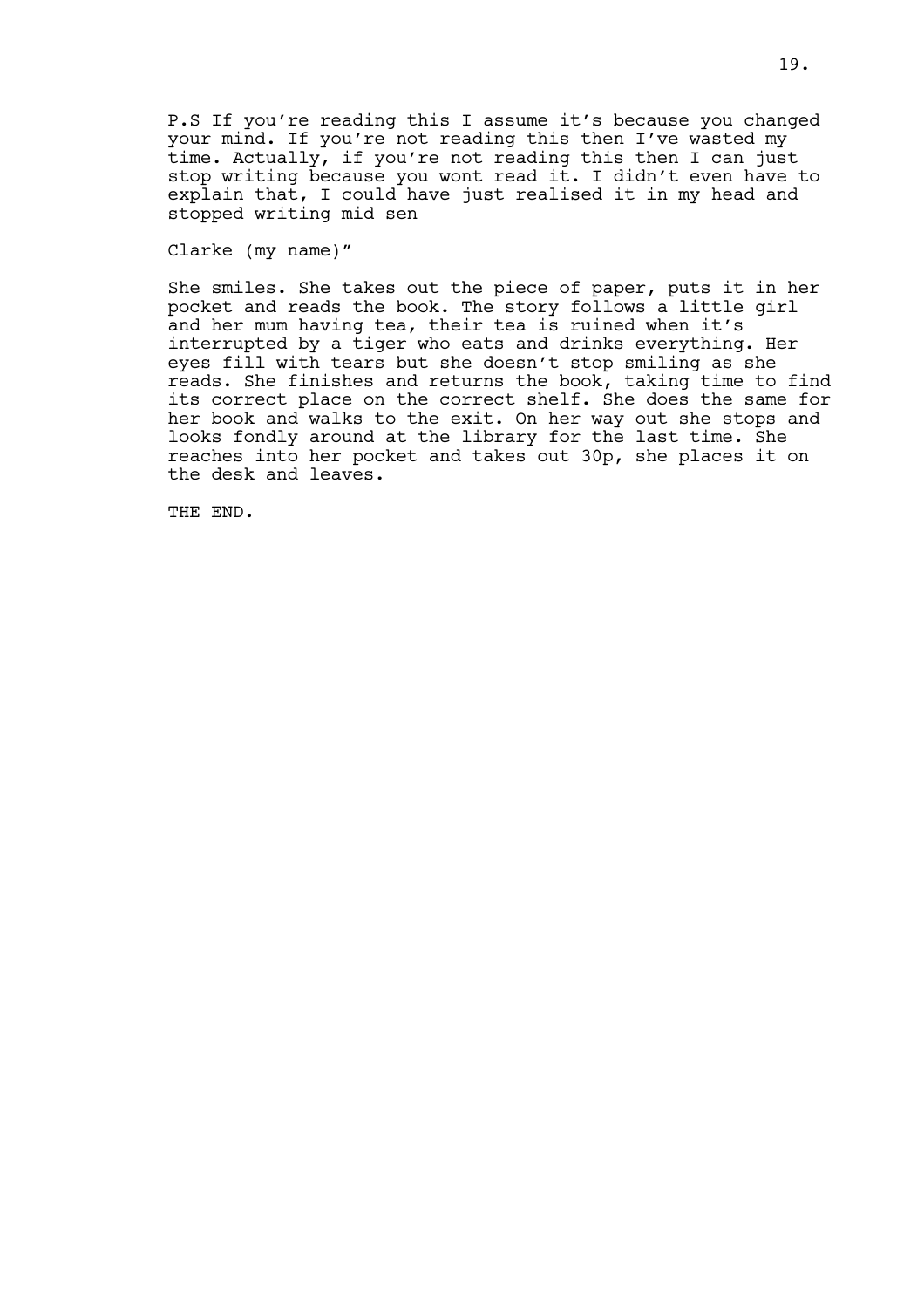P.S If you're reading this I assume it's because you changed your mind. If you're not reading this then I've wasted my time. Actually, if you're not reading this then I can just stop writing because you wont read it. I didn't even have to explain that, I could have just realised it in my head and stopped writing mid sen

Clarke (my name)"

She smiles. She takes out the piece of paper, puts it in her pocket and reads the book. The story follows a little girl and her mum having tea, their tea is ruined when it's interrupted by a tiger who eats and drinks everything. Her eyes fill with tears but she doesn't stop smiling as she reads. She finishes and returns the book, taking time to find its correct place on the correct shelf. She does the same for her book and walks to the exit. On her way out she stops and looks fondly around at the library for the last time. She reaches into her pocket and takes out 30p, she places it on the desk and leaves.

THE END.